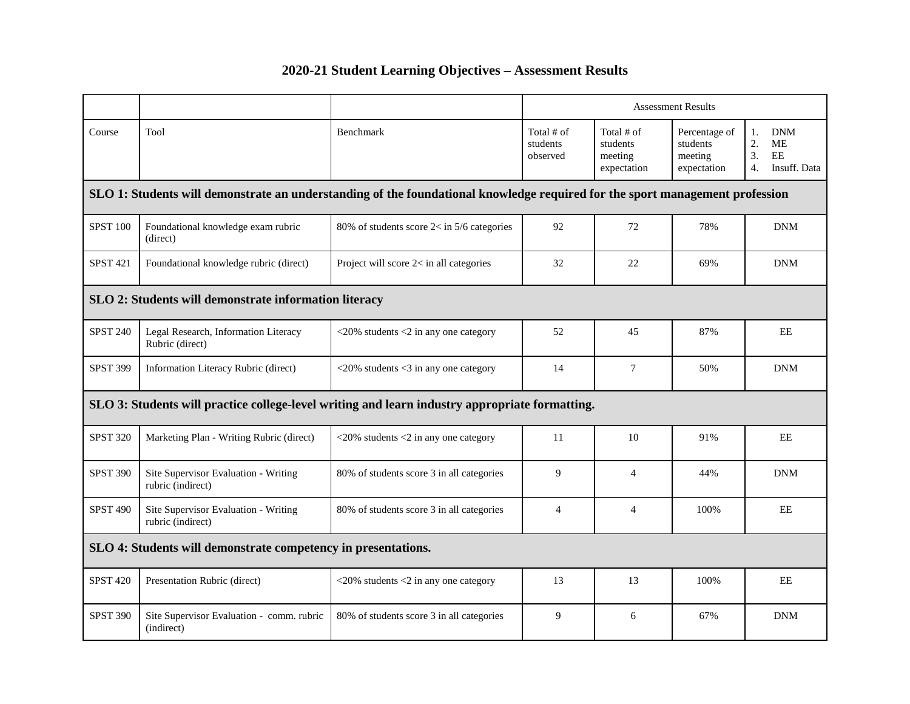# 2020-21 Student Learning Objectives – Assessment Results

| | | | Assessment Results | | | |
|---|---|---|---|---|---|---|
| Course | Tool | Benchmark | Total # of students observed | Total # of students meeting expectation | Percentage of students meeting expectation | 1. DNM 2. ME 3. EE 4. Insuff. Data |
| **SLO 1: Students will demonstrate an understanding of the foundational knowledge required for the sport management profession** | | | | | | |
| SPST 100 | Foundational knowledge exam rubric (direct) | 80% of students score 2< in 5/6 categories | 92 | 72 | 78% | DNM |
| SPST 421 | Foundational knowledge rubric (direct) | Project will score 2< in all categories | 32 | 22 | 69% | DNM |
| **SLO 2: Students will demonstrate information literacy** | | | | | | |
| SPST 240 | Legal Research, Information Literacy Rubric (direct) | <20% students <2 in any one category | 52 | 45 | 87% | EE |
| SPST 399 | Information Literacy Rubric (direct) | <20% students <3 in any one category | 14 | 7 | 50% | DNM |
| **SLO 3: Students will practice college-level writing and learn industry appropriate formatting.** | | | | | | |
| SPST 320 | Marketing Plan - Writing Rubric (direct) | <20% students <2 in any one category | 11 | 10 | 91% | EE |
| SPST 390 | Site Supervisor Evaluation - Writing rubric (indirect) | 80% of students score 3 in all categories | 9 | 4 | 44% | DNM |
| SPST 490 | Site Supervisor Evaluation - Writing rubric (indirect) | 80% of students score 3 in all categories | 4 | 4 | 100% | EE |
| **SLO 4: Students will demonstrate competency in presentations.** | | | | | | |
| SPST 420 | Presentation Rubric (direct) | <20% students <2 in any one category | 13 | 13 | 100% | EE |
| SPST 390 | Site Supervisor Evaluation - comm. rubric (indirect) | 80% of students score 3 in all categories | 9 | 6 | 67% | DNM |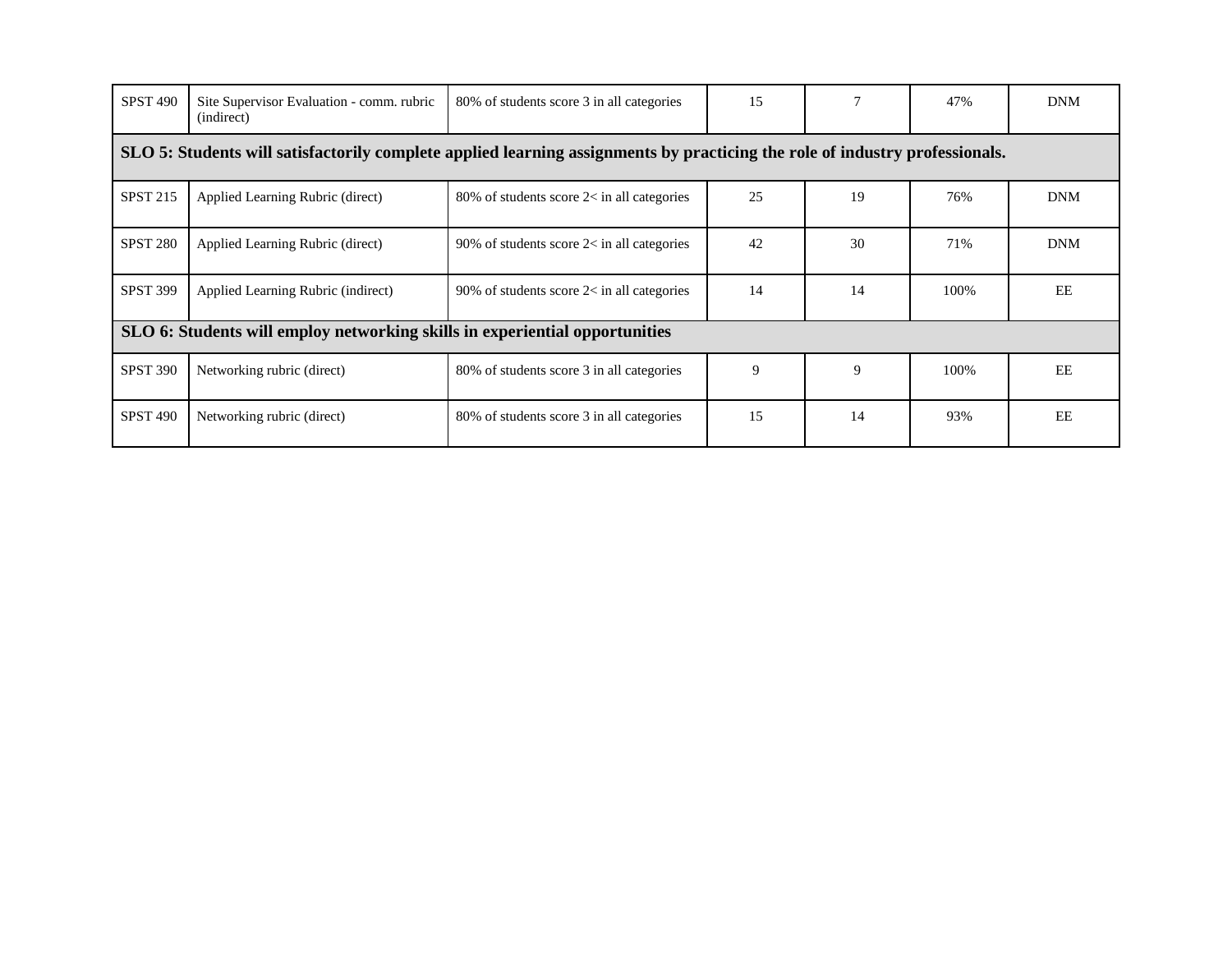| | | | | | | |
|---|---|---|---|---|---|---|
| SPST 490 | Site Supervisor Evaluation - comm. rubric (indirect) | 80% of students score 3 in all categories | 15 | 7 | 47% | DNM |
| **SLO 5: Students will satisfactorily complete applied learning assignments by practicing the role of industry professionals.** | | | | | | |
| SPST 215 | Applied Learning Rubric (direct) | 80% of students score 2< in all categories | 25 | 19 | 76% | DNM |
| SPST 280 | Applied Learning Rubric (direct) | 90% of students score 2< in all categories | 42 | 30 | 71% | DNM |
| SPST 399 | Applied Learning Rubric (indirect) | 90% of students score 2< in all categories | 14 | 14 | 100% | EE |
| **SLO 6: Students will employ networking skills in experiential opportunities** | | | | | | |
| SPST 390 | Networking rubric (direct) | 80% of students score 3 in all categories | 9 | 9 | 100% | EE |
| SPST 490 | Networking rubric (direct) | 80% of students score 3 in all categories | 15 | 14 | 93% | EE |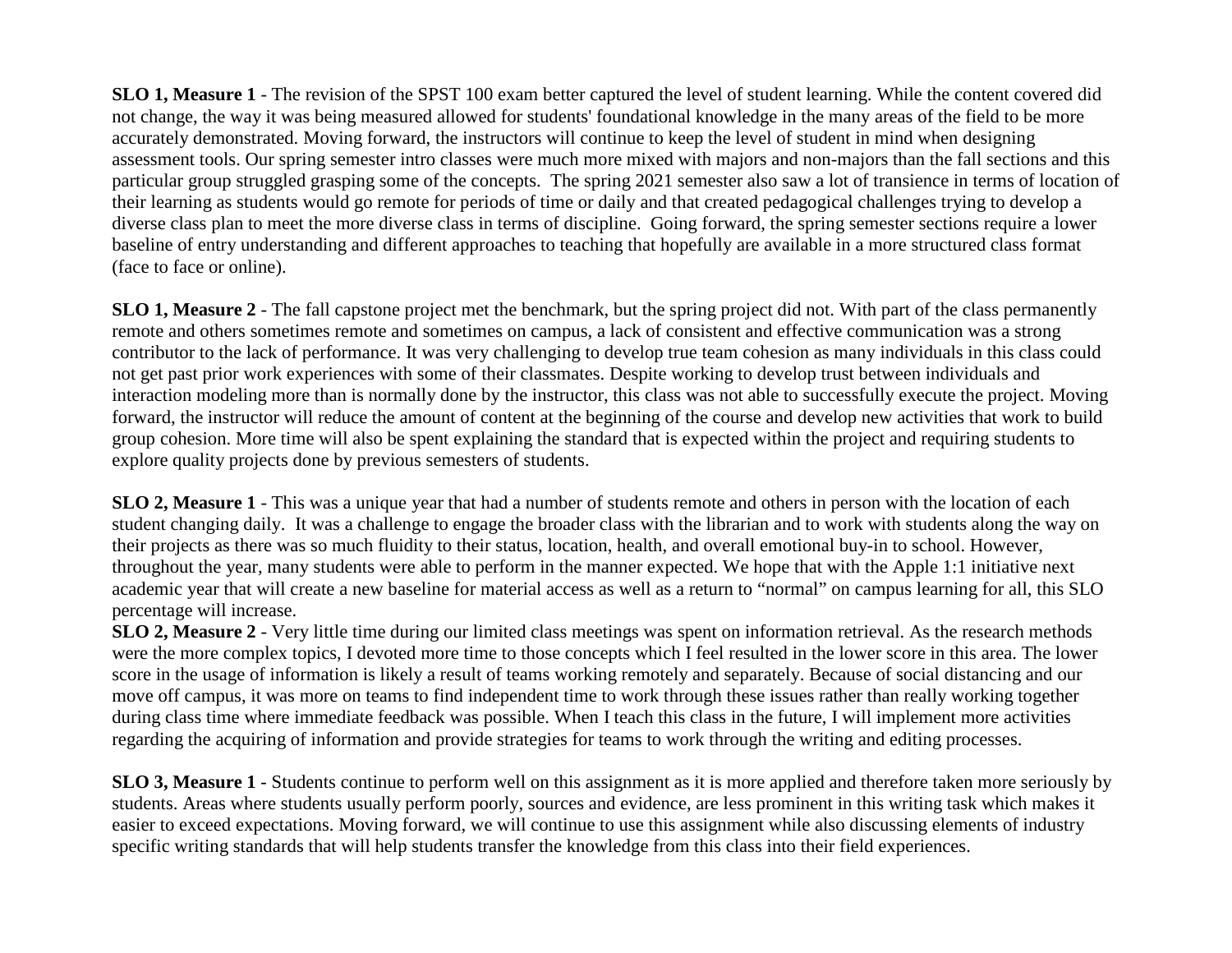**SLO 1, Measure 1** - The revision of the SPST 100 exam better captured the level of student learning. While the content covered did not change, the way it was being measured allowed for students' foundational knowledge in the many areas of the field to be more accurately demonstrated. Moving forward, the instructors will continue to keep the level of student in mind when designing assessment tools. Our spring semester intro classes were much more mixed with majors and non-majors than the fall sections and this particular group struggled grasping some of the concepts. The spring 2021 semester also saw a lot of transience in terms of location of their learning as students would go remote for periods of time or daily and that created pedagogical challenges trying to develop a diverse class plan to meet the more diverse class in terms of discipline. Going forward, the spring semester sections require a lower baseline of entry understanding and different approaches to teaching that hopefully are available in a more structured class format (face to face or online).

**SLO 1, Measure 2** - The fall capstone project met the benchmark, but the spring project did not. With part of the class permanently remote and others sometimes remote and sometimes on campus, a lack of consistent and effective communication was a strong contributor to the lack of performance. It was very challenging to develop true team cohesion as many individuals in this class could not get past prior work experiences with some of their classmates. Despite working to develop trust between individuals and interaction modeling more than is normally done by the instructor, this class was not able to successfully execute the project. Moving forward, the instructor will reduce the amount of content at the beginning of the course and develop new activities that work to build group cohesion. More time will also be spent explaining the standard that is expected within the project and requiring students to explore quality projects done by previous semesters of students.

**SLO 2, Measure 1** - This was a unique year that had a number of students remote and others in person with the location of each student changing daily. It was a challenge to engage the broader class with the librarian and to work with students along the way on their projects as there was so much fluidity to their status, location, health, and overall emotional buy-in to school. However, throughout the year, many students were able to perform in the manner expected. We hope that with the Apple 1:1 initiative next academic year that will create a new baseline for material access as well as a return to “normal” on campus learning for all, this SLO percentage will increase.

**SLO 2, Measure 2** - Very little time during our limited class meetings was spent on information retrieval. As the research methods were the more complex topics, I devoted more time to those concepts which I feel resulted in the lower score in this area. The lower score in the usage of information is likely a result of teams working remotely and separately. Because of social distancing and our move off campus, it was more on teams to find independent time to work through these issues rather than really working together during class time where immediate feedback was possible. When I teach this class in the future, I will implement more activities regarding the acquiring of information and provide strategies for teams to work through the writing and editing processes.

**SLO 3, Measure 1** - Students continue to perform well on this assignment as it is more applied and therefore taken more seriously by students. Areas where students usually perform poorly, sources and evidence, are less prominent in this writing task which makes it easier to exceed expectations. Moving forward, we will continue to use this assignment while also discussing elements of industry specific writing standards that will help students transfer the knowledge from this class into their field experiences.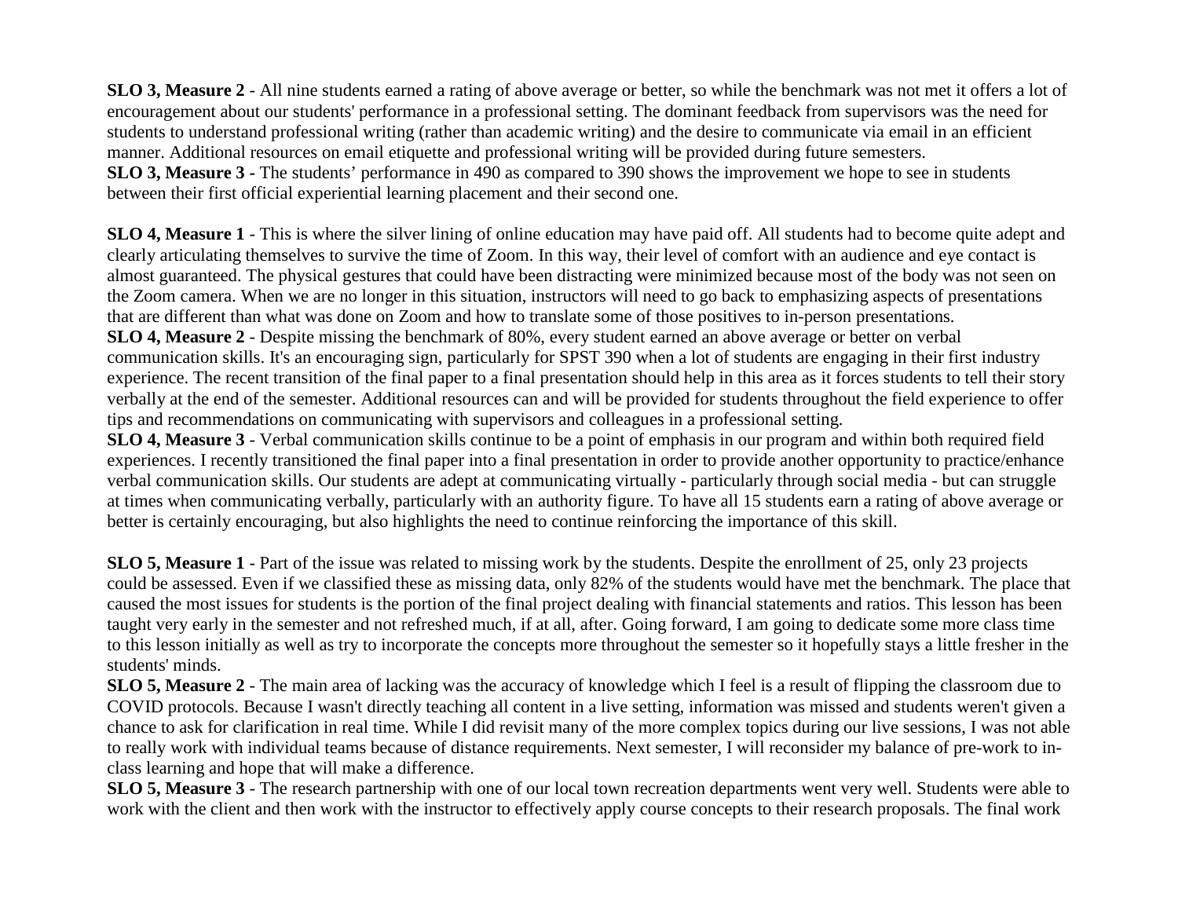**SLO 3, Measure 2** - All nine students earned a rating of above average or better, so while the benchmark was not met it offers a lot of encouragement about our students' performance in a professional setting. The dominant feedback from supervisors was the need for students to understand professional writing (rather than academic writing) and the desire to communicate via email in an efficient manner. Additional resources on email etiquette and professional writing will be provided during future semesters.
**SLO 3, Measure 3 -** The students' performance in 490 as compared to 390 shows the improvement we hope to see in students between their first official experiential learning placement and their second one.

**SLO 4, Measure 1** - This is where the silver lining of online education may have paid off. All students had to become quite adept and clearly articulating themselves to survive the time of Zoom. In this way, their level of comfort with an audience and eye contact is almost guaranteed. The physical gestures that could have been distracting were minimized because most of the body was not seen on the Zoom camera. When we are no longer in this situation, instructors will need to go back to emphasizing aspects of presentations that are different than what was done on Zoom and how to translate some of those positives to in-person presentations.
**SLO 4, Measure 2** - Despite missing the benchmark of 80%, every student earned an above average or better on verbal communication skills. It's an encouraging sign, particularly for SPST 390 when a lot of students are engaging in their first industry experience. The recent transition of the final paper to a final presentation should help in this area as it forces students to tell their story verbally at the end of the semester. Additional resources can and will be provided for students throughout the field experience to offer tips and recommendations on communicating with supervisors and colleagues in a professional setting.
**SLO 4, Measure 3** - Verbal communication skills continue to be a point of emphasis in our program and within both required field experiences. I recently transitioned the final paper into a final presentation in order to provide another opportunity to practice/enhance verbal communication skills. Our students are adept at communicating virtually - particularly through social media - but can struggle at times when communicating verbally, particularly with an authority figure. To have all 15 students earn a rating of above average or better is certainly encouraging, but also highlights the need to continue reinforcing the importance of this skill.

**SLO 5, Measure 1** - Part of the issue was related to missing work by the students. Despite the enrollment of 25, only 23 projects could be assessed. Even if we classified these as missing data, only 82% of the students would have met the benchmark. The place that caused the most issues for students is the portion of the final project dealing with financial statements and ratios. This lesson has been taught very early in the semester and not refreshed much, if at all, after. Going forward, I am going to dedicate some more class time to this lesson initially as well as try to incorporate the concepts more throughout the semester so it hopefully stays a little fresher in the students' minds.
**SLO 5, Measure 2** - The main area of lacking was the accuracy of knowledge which I feel is a result of flipping the classroom due to COVID protocols. Because I wasn't directly teaching all content in a live setting, information was missed and students weren't given a chance to ask for clarification in real time. While I did revisit many of the more complex topics during our live sessions, I was not able to really work with individual teams because of distance requirements. Next semester, I will reconsider my balance of pre-work to in-class learning and hope that will make a difference.
**SLO 5, Measure 3** - The research partnership with one of our local town recreation departments went very well. Students were able to work with the client and then work with the instructor to effectively apply course concepts to their research proposals. The final work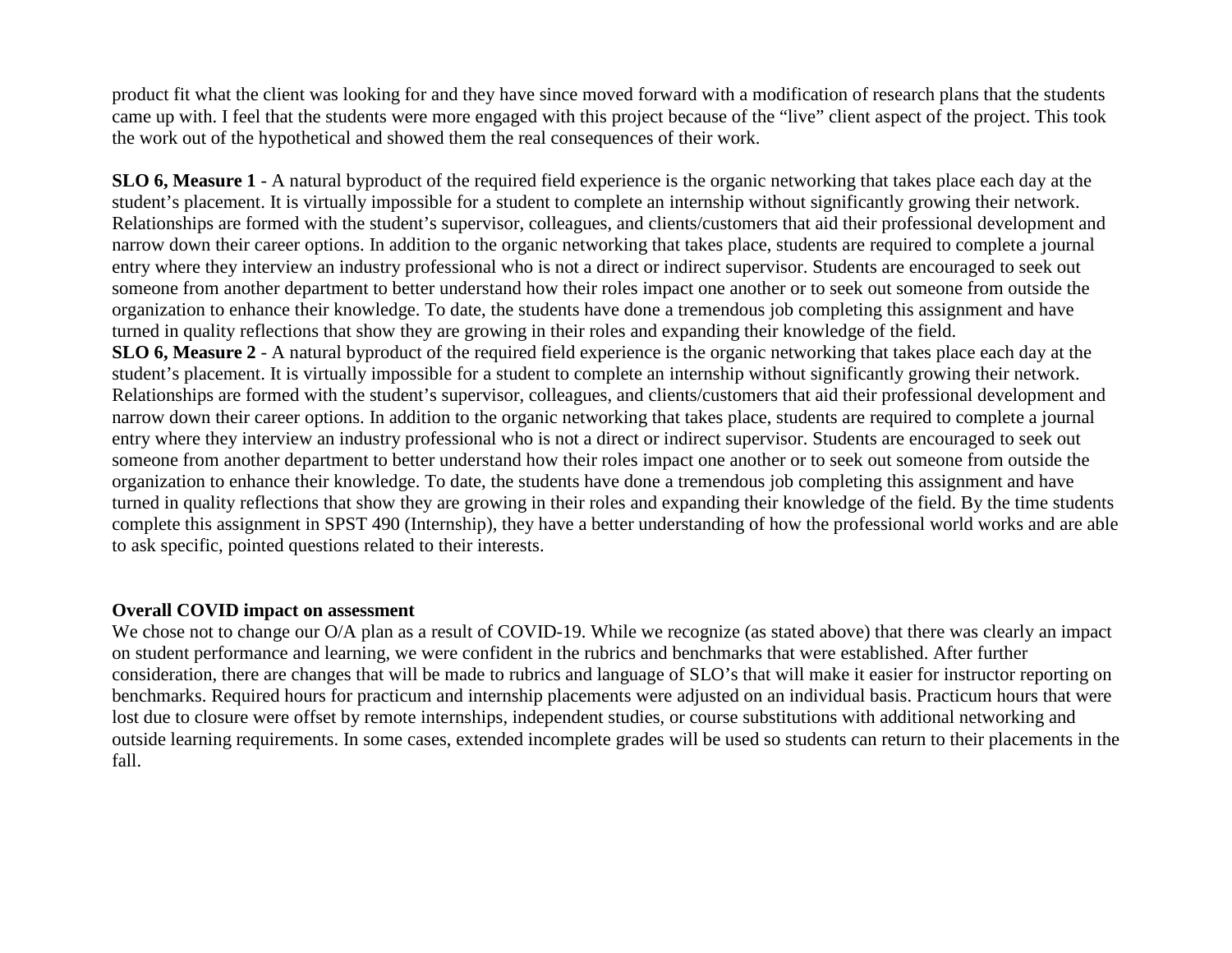product fit what the client was looking for and they have since moved forward with a modification of research plans that the students came up with. I feel that the students were more engaged with this project because of the "live" client aspect of the project. This took the work out of the hypothetical and showed them the real consequences of their work.

**SLO 6, Measure 1** - A natural byproduct of the required field experience is the organic networking that takes place each day at the student's placement. It is virtually impossible for a student to complete an internship without significantly growing their network. Relationships are formed with the student's supervisor, colleagues, and clients/customers that aid their professional development and narrow down their career options. In addition to the organic networking that takes place, students are required to complete a journal entry where they interview an industry professional who is not a direct or indirect supervisor. Students are encouraged to seek out someone from another department to better understand how their roles impact one another or to seek out someone from outside the organization to enhance their knowledge. To date, the students have done a tremendous job completing this assignment and have turned in quality reflections that show they are growing in their roles and expanding their knowledge of the field.

**SLO 6, Measure 2** - A natural byproduct of the required field experience is the organic networking that takes place each day at the student's placement. It is virtually impossible for a student to complete an internship without significantly growing their network. Relationships are formed with the student's supervisor, colleagues, and clients/customers that aid their professional development and narrow down their career options. In addition to the organic networking that takes place, students are required to complete a journal entry where they interview an industry professional who is not a direct or indirect supervisor. Students are encouraged to seek out someone from another department to better understand how their roles impact one another or to seek out someone from outside the organization to enhance their knowledge. To date, the students have done a tremendous job completing this assignment and have turned in quality reflections that show they are growing in their roles and expanding their knowledge of the field. By the time students complete this assignment in SPST 490 (Internship), they have a better understanding of how the professional world works and are able to ask specific, pointed questions related to their interests.

**Overall COVID impact on assessment**

We chose not to change our O/A plan as a result of COVID-19. While we recognize (as stated above) that there was clearly an impact on student performance and learning, we were confident in the rubrics and benchmarks that were established. After further consideration, there are changes that will be made to rubrics and language of SLO's that will make it easier for instructor reporting on benchmarks. Required hours for practicum and internship placements were adjusted on an individual basis. Practicum hours that were lost due to closure were offset by remote internships, independent studies, or course substitutions with additional networking and outside learning requirements. In some cases, extended incomplete grades will be used so students can return to their placements in the fall.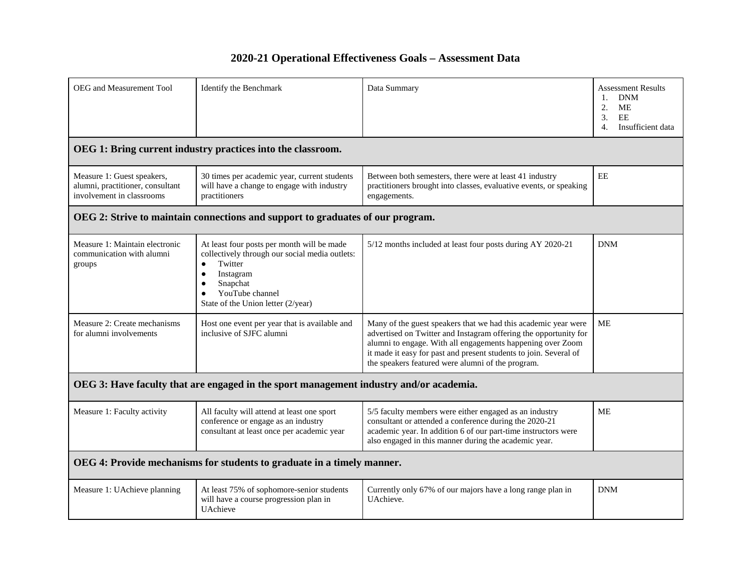# 2020-21 Operational Effectiveness Goals – Assessment Data

| OEG and Measurement Tool | Identify the Benchmark | Data Summary | Assessment Results<br>1. DNM<br>2. ME<br>3. EE<br>4. Insufficient data |
|---|---|---|---|
| **OEG 1: Bring current industry practices into the classroom.** | | | |
| Measure 1: Guest speakers, alumni, practitioner, consultant involvement in classrooms | 30 times per academic year, current students will have a change to engage with industry practitioners | Between both semesters, there were at least 41 industry practitioners brought into classes, evaluative events, or speaking engagements. | EE |
| **OEG 2: Strive to maintain connections and support to graduates of our program.** | | | |
| Measure 1: Maintain electronic communication with alumni groups | At least four posts per month will be made collectively through our social media outlets:<br>● Twitter<br>● Instagram<br>● Snapchat<br>● YouTube channel<br>State of the Union letter (2/year) | 5/12 months included at least four posts during AY 2020-21 | DNM |
| Measure 2: Create mechanisms for alumni involvements | Host one event per year that is available and inclusive of SJFC alumni | Many of the guest speakers that we had this academic year were advertised on Twitter and Instagram offering the opportunity for alumni to engage. With all engagements happening over Zoom it made it easy for past and present students to join. Several of the speakers featured were alumni of the program. | ME |
| **OEG 3: Have faculty that are engaged in the sport management industry and/or academia.** | | | |
| Measure 1: Faculty activity | All faculty will attend at least one sport conference or engage as an industry consultant at least once per academic year | 5/5 faculty members were either engaged as an industry consultant or attended a conference during the 2020-21 academic year. In addition 6 of our part-time instructors were also engaged in this manner during the academic year. | ME |
| **OEG 4: Provide mechanisms for students to graduate in a timely manner.** | | | |
| Measure 1: UAchieve planning | At least 75% of sophomore-senior students will have a course progression plan in UAchieve | Currently only 67% of our majors have a long range plan in UAchieve. | DNM |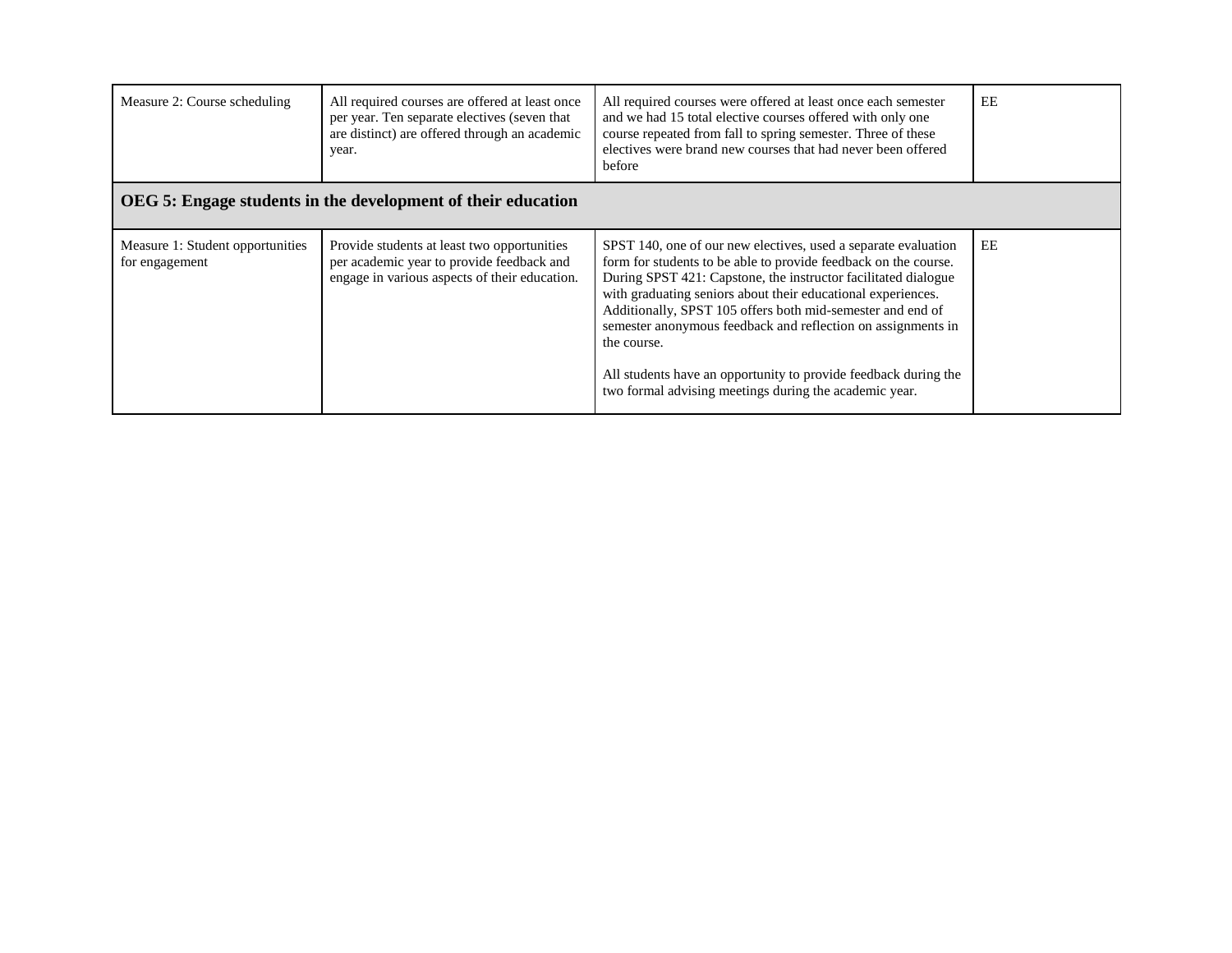| | | | |
|---|---|---|---|
| Measure 2: Course scheduling | All required courses are offered at least once per year. Ten separate electives (seven that are distinct) are offered through an academic year. | All required courses were offered at least once each semester and we had 15 total elective courses offered with only one course repeated from fall to spring semester. Three of these electives were brand new courses that had never been offered before | EE |
| **OEG 5: Engage students in the development of their education** | | | |
| Measure 1: Student opportunities for engagement | Provide students at least two opportunities per academic year to provide feedback and engage in various aspects of their education. | SPST 140, one of our new electives, used a separate evaluation form for students to be able to provide feedback on the course. During SPST 421: Capstone, the instructor facilitated dialogue with graduating seniors about their educational experiences. Additionally, SPST 105 offers both mid-semester and end of semester anonymous feedback and reflection on assignments in the course.<br><br>All students have an opportunity to provide feedback during the two formal advising meetings during the academic year. | EE |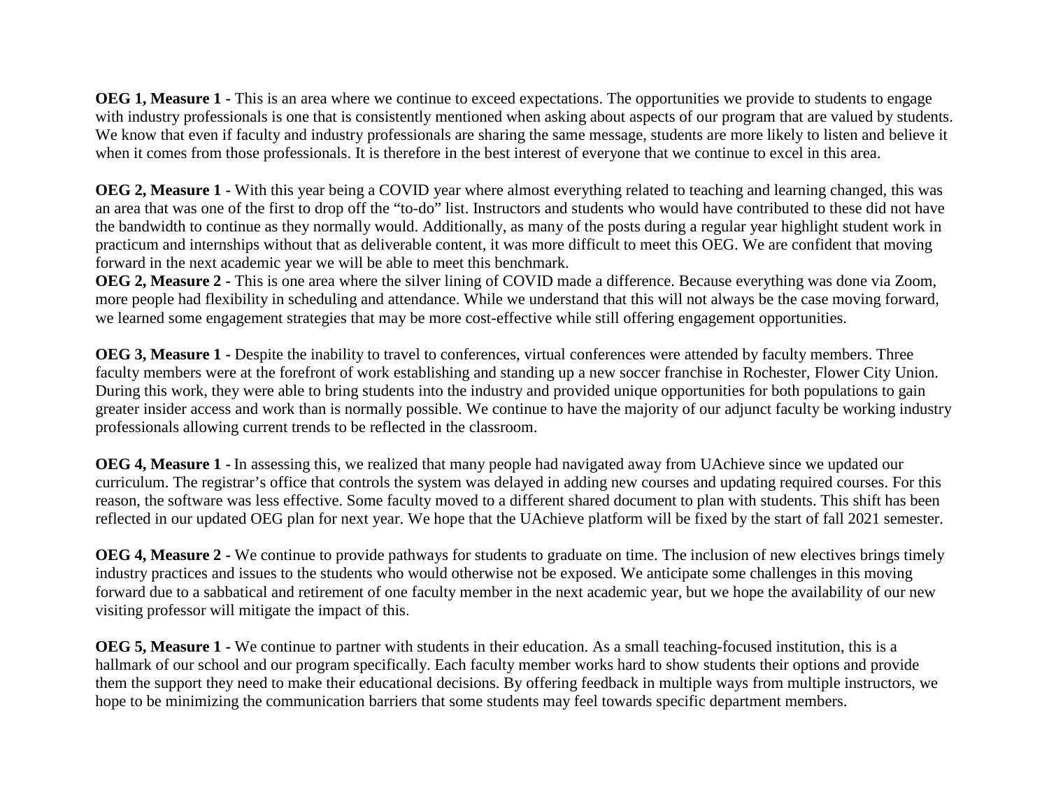**OEG 1, Measure 1 -** This is an area where we continue to exceed expectations. The opportunities we provide to students to engage with industry professionals is one that is consistently mentioned when asking about aspects of our program that are valued by students. We know that even if faculty and industry professionals are sharing the same message, students are more likely to listen and believe it when it comes from those professionals. It is therefore in the best interest of everyone that we continue to excel in this area.

**OEG 2, Measure 1 -** With this year being a COVID year where almost everything related to teaching and learning changed, this was an area that was one of the first to drop off the "to-do" list. Instructors and students who would have contributed to these did not have the bandwidth to continue as they normally would. Additionally, as many of the posts during a regular year highlight student work in practicum and internships without that as deliverable content, it was more difficult to meet this OEG. We are confident that moving forward in the next academic year we will be able to meet this benchmark.

**OEG 2, Measure 2 -** This is one area where the silver lining of COVID made a difference. Because everything was done via Zoom, more people had flexibility in scheduling and attendance. While we understand that this will not always be the case moving forward, we learned some engagement strategies that may be more cost-effective while still offering engagement opportunities.

**OEG 3, Measure 1 -** Despite the inability to travel to conferences, virtual conferences were attended by faculty members. Three faculty members were at the forefront of work establishing and standing up a new soccer franchise in Rochester, Flower City Union. During this work, they were able to bring students into the industry and provided unique opportunities for both populations to gain greater insider access and work than is normally possible. We continue to have the majority of our adjunct faculty be working industry professionals allowing current trends to be reflected in the classroom.

**OEG 4, Measure 1 -** In assessing this, we realized that many people had navigated away from UAchieve since we updated our curriculum. The registrar's office that controls the system was delayed in adding new courses and updating required courses. For this reason, the software was less effective. Some faculty moved to a different shared document to plan with students. This shift has been reflected in our updated OEG plan for next year. We hope that the UAchieve platform will be fixed by the start of fall 2021 semester.

**OEG 4, Measure 2 -** We continue to provide pathways for students to graduate on time. The inclusion of new electives brings timely industry practices and issues to the students who would otherwise not be exposed. We anticipate some challenges in this moving forward due to a sabbatical and retirement of one faculty member in the next academic year, but we hope the availability of our new visiting professor will mitigate the impact of this.

**OEG 5, Measure 1 -** We continue to partner with students in their education. As a small teaching-focused institution, this is a hallmark of our school and our program specifically. Each faculty member works hard to show students their options and provide them the support they need to make their educational decisions. By offering feedback in multiple ways from multiple instructors, we hope to be minimizing the communication barriers that some students may feel towards specific department members.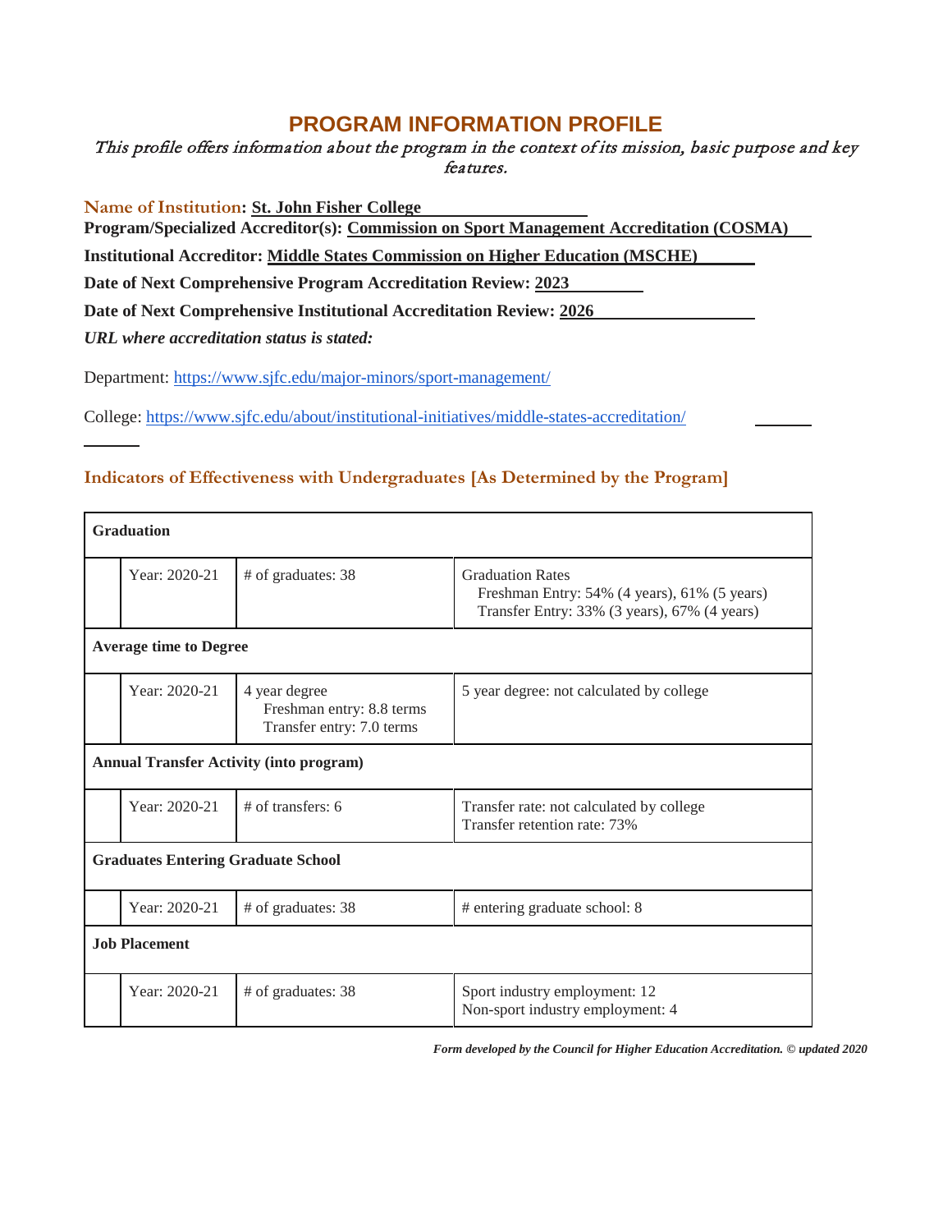## PROGRAM INFORMATION PROFILE

*This profile offers information about the program in the context of its mission, basic purpose and key features.*

**Name of Institution: St. John Fisher College**

**Program/Specialized Accreditor(s): Commission on Sport Management Accreditation (COSMA)**

**Institutional Accreditor: Middle States Commission on Higher Education (MSCHE)**

**Date of Next Comprehensive Program Accreditation Review: 2023**

**Date of Next Comprehensive Institutional Accreditation Review: 2026**

***URL where accreditation status is stated:***

Department: https://www.sjfc.edu/major-minors/sport-management/

College: https://www.sjfc.edu/about/institutional-initiatives/middle-states-accreditation/

### Indicators of Effectiveness with Undergraduates [As Determined by the Program]

| | | | |
|---|---|---|---|
| **Graduation** | | | |
| | Year: 2020-21 | # of graduates: 38 | Graduation Rates<br>Freshman Entry: 54% (4 years), 61% (5 years)<br>Transfer Entry: 33% (3 years), 67% (4 years) |
| **Average time to Degree** | | | |
| | Year: 2020-21 | 4 year degree<br>Freshman entry: 8.8 terms<br>Transfer entry: 7.0 terms | 5 year degree: not calculated by college |
| **Annual Transfer Activity (into program)** | | | |
| | Year: 2020-21 | # of transfers: 6 | Transfer rate: not calculated by college<br>Transfer retention rate: 73% |
| **Graduates Entering Graduate School** | | | |
| | Year: 2020-21 | # of graduates: 38 | # entering graduate school: 8 |
| **Job Placement** | | | |
| | Year: 2020-21 | # of graduates: 38 | Sport industry employment: 12<br>Non-sport industry employment: 4 |

***Form developed by the Council for Higher Education Accreditation. © updated 2020***